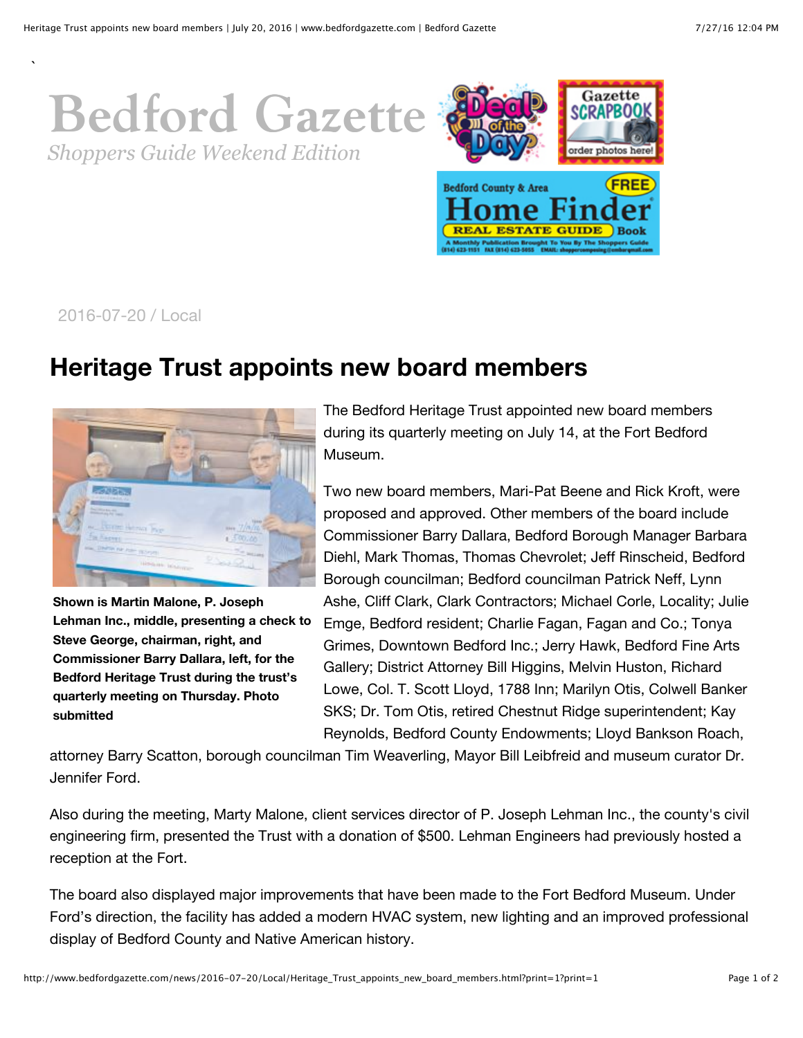# Bedford Gazette

*Shoppers Guide Weekend Edition*

2016-07-20 / Local

## Heritage Trust appoints new board members

**Shown is Martin Malone, P. Joseph Lehman Inc., middle, presenting a check to Steve George, chairman, right, and Commissioner Barry Dallara, left, for the Bedford Heritage Trust during the trust's quarterly meeting on Thursday. Photo submitted**

The Bedford Heritage Trust appointed new board members during its quarterly meeting on July 14, at the Fort Bedford Museum.

Two new board members, Mari-Pat Beene and Rick Kroft, were proposed and approved. Other members of the board include Commissioner Barry Dallara, Bedford Borough Manager Barbara Diehl, Mark Thomas, Thomas Chevrolet; Jeff Rinscheid, Bedford Borough councilman; Bedford councilman Patrick Neff, Lynn Ashe, Cliff Clark, Clark Contractors; Michael Corle, Locality; Julie Emge, Bedford resident; Charlie Fagan, Fagan and Co.; Tonya Grimes, Downtown Bedford Inc.; Jerry Hawk, Bedford Fine Arts Gallery; District Attorney Bill Higgins, Melvin Huston, Richard Lowe, Col. T. Scott Lloyd, 1788 Inn; Marilyn Otis, Colwell Banker SKS; Dr. Tom Otis, retired Chestnut Ridge superintendent; Kay Reynolds, Bedford County Endowments; Lloyd Bankson Roach, attorney Barry Scatton, borough councilman Tim Weaverling, Mayor Bill Leibfreid and museum curator Dr. Jennifer Ford.

Also during the meeting, Marty Malone, client services director of P. Joseph Lehman Inc., the county's civil engineering firm, presented the Trust with a donation of $500. Lehman Engineers had previously hosted a reception at the Fort.

The board also displayed major improvements that have been made to the Fort Bedford Museum. Under Ford's direction, the facility has added a modern HVAC system, new lighting and an improved professional display of Bedford County and Native American history.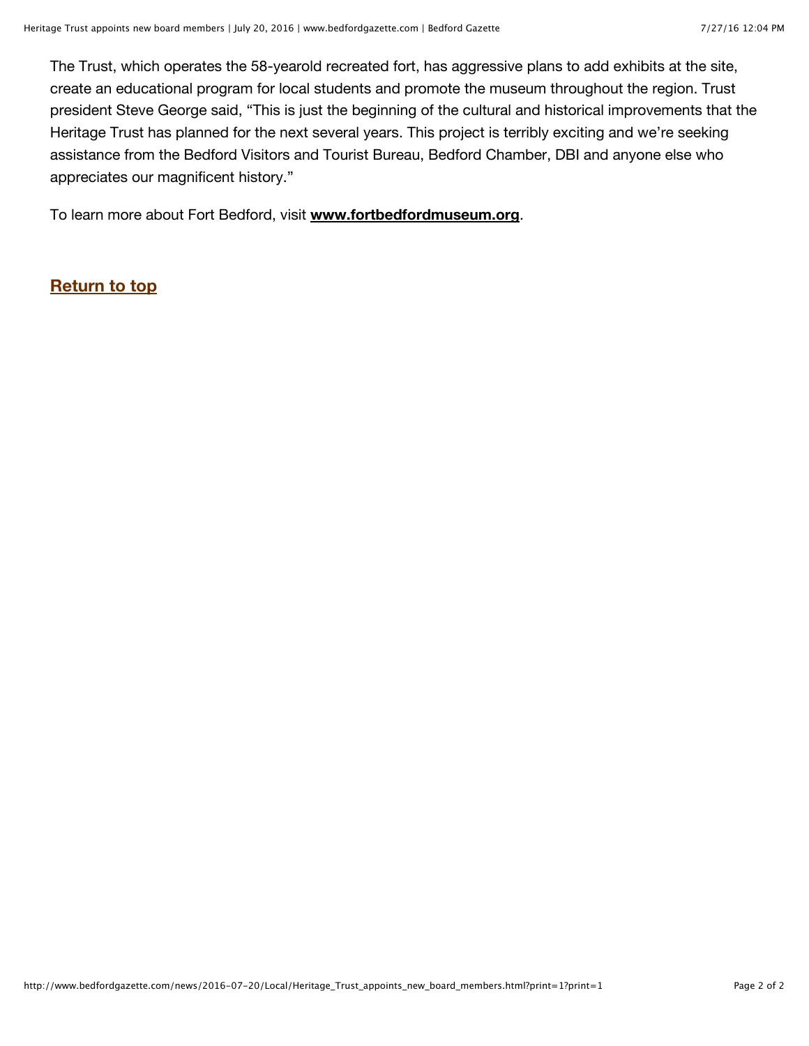The Trust, which operates the 58-yearold recreated fort, has aggressive plans to add exhibits at the site, create an educational program for local students and promote the museum throughout the region. Trust president Steve George said, “This is just the beginning of the cultural and historical improvements that the Heritage Trust has planned for the next several years. This project is terribly exciting and we’re seeking assistance from the Bedford Visitors and Tourist Bureau, Bedford Chamber, DBI and anyone else who appreciates our magnificent history.”

To learn more about Fort Bedford, visit **www.fortbedfordmuseum.org**.

**Return to top**